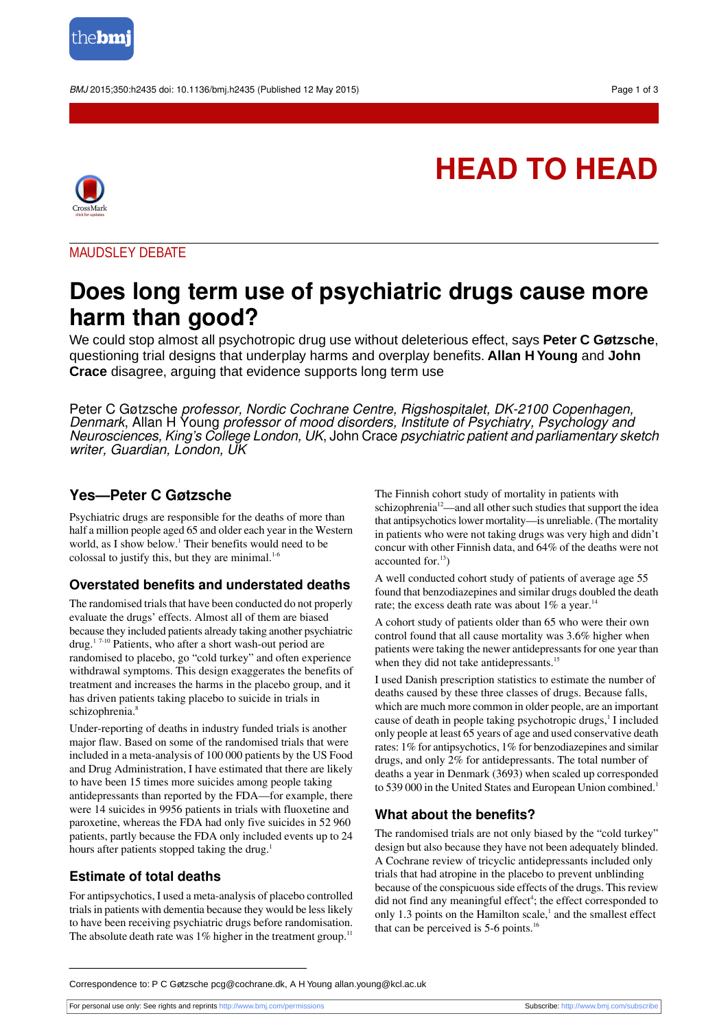HEAD TO HEAD

MAUDSLEY DEBATE

# Does long term use of psychiatric drugs cause more harm than good?

We could stop almost all psychotropic drug use without deleterious effect, says **Peter C Gøtzsche**, questioning trial designs that underplay harms and overplay benefits. **Allan H Young** and **John Crace** disagree, arguing that evidence supports long term use

Peter C Gøtzsche *professor, Nordic Cochrane Centre, Rigshospitalet, DK-2100 Copenhagen, Denmark*, Allan H Young *professor of mood disorders, Institute of Psychiatry, Psychology and Neurosciences, King's College London, UK*, John Crace *psychiatric patient and parliamentary sketch writer, Guardian, London, UK*

## Yes—Peter C Gøtzsche

Psychiatric drugs are responsible for the deaths of more than half a million people aged 65 and older each year in the Western world, as I show below.[1] Their benefits would need to be colossal to justify this, but they are minimal.[1-6]

### Overstated benefits and understated deaths

The randomised trials that have been conducted do not properly evaluate the drugs' effects. Almost all of them are biased because they included patients already taking another psychiatric drug.[1 7-10] Patients, who after a short wash-out period are randomised to placebo, go "cold turkey" and often experience withdrawal symptoms. This design exaggerates the benefits of treatment and increases the harms in the placebo group, and it has driven patients taking placebo to suicide in trials in schizophrenia.[8]

Under-reporting of deaths in industry funded trials is another major flaw. Based on some of the randomised trials that were included in a meta-analysis of 100 000 patients by the US Food and Drug Administration, I have estimated that there are likely to have been 15 times more suicides among people taking antidepressants than reported by the FDA—for example, there were 14 suicides in 9956 patients in trials with fluoxetine and paroxetine, whereas the FDA had only five suicides in 52 960 patients, partly because the FDA only included events up to 24 hours after patients stopped taking the drug.[1]

### Estimate of total deaths

For antipsychotics, I used a meta-analysis of placebo controlled trials in patients with dementia because they would be less likely to have been receiving psychiatric drugs before randomisation. The absolute death rate was 1% higher in the treatment group.[11]

The Finnish cohort study of mortality in patients with schizophrenia[12]—and all other such studies that support the idea that antipsychotics lower mortality—is unreliable. (The mortality in patients who were not taking drugs was very high and didn't concur with other Finnish data, and 64% of the deaths were not accounted for.[13])

A well conducted cohort study of patients of average age 55 found that benzodiazepines and similar drugs doubled the death rate; the excess death rate was about 1% a year.[14]

A cohort study of patients older than 65 who were their own control found that all cause mortality was 3.6% higher when patients were taking the newer antidepressants for one year than when they did not take antidepressants.[15]

I used Danish prescription statistics to estimate the number of deaths caused by these three classes of drugs. Because falls, which are much more common in older people, are an important cause of death in people taking psychotropic drugs,[1] I included only people at least 65 years of age and used conservative death rates: 1% for antipsychotics, 1% for benzodiazepines and similar drugs, and only 2% for antidepressants. The total number of deaths a year in Denmark (3693) when scaled up corresponded to 539 000 in the United States and European Union combined.[1]

### What about the benefits?

The randomised trials are not only biased by the "cold turkey" design but also because they have not been adequately blinded. A Cochrane review of tricyclic antidepressants included only trials that had atropine in the placebo to prevent unblinding because of the conspicuous side effects of the drugs. This review did not find any meaningful effect[4]; the effect corresponded to only 1.3 points on the Hamilton scale,[1] and the smallest effect that can be perceived is 5-6 points.[16]

Correspondence to: P C Gøtzsche pcg@cochrane.dk, A H Young allan.young@kcl.ac.uk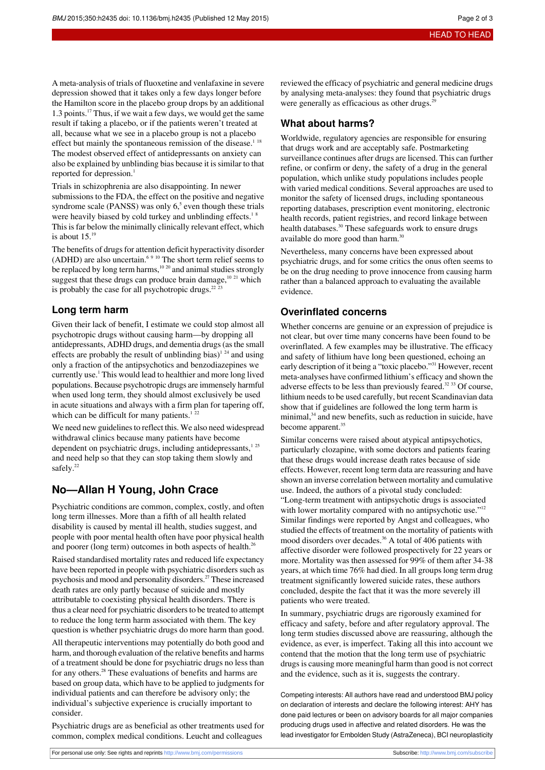A meta-analysis of trials of fluoxetine and venlafaxine in severe depression showed that it takes only a few days longer before the Hamilton score in the placebo group drops by an additional 1.3 points.[17] Thus, if we wait a few days, we would get the same result if taking a placebo, or if the patients weren't treated at all, because what we see in a placebo group is not a placebo effect but mainly the spontaneous remission of the disease.[1,18] The modest observed effect of antidepressants on anxiety can also be explained by unblinding bias because it is similar to that reported for depression.[1]

Trials in schizophrenia are also disappointing. In newer submissions to the FDA, the effect on the positive and negative syndrome scale (PANSS) was only 6,[5] even though these trials were heavily biased by cold turkey and unblinding effects.[1,8] This is far below the minimally clinically relevant effect, which is about 15.[19]

The benefits of drugs for attention deficit hyperactivity disorder (ADHD) are also uncertain.[6,9,10] The short term relief seems to be replaced by long term harms,[10,20] and animal studies strongly suggest that these drugs can produce brain damage,[10,21] which is probably the case for all psychotropic drugs.[22,23]

## Long term harm

Given their lack of benefit, I estimate we could stop almost all psychotropic drugs without causing harm—by dropping all antidepressants, ADHD drugs, and dementia drugs (as the small effects are probably the result of unblinding bias)[1,24] and using only a fraction of the antipsychotics and benzodiazepines we currently use.[1] This would lead to healthier and more long lived populations. Because psychotropic drugs are immensely harmful when used long term, they should almost exclusively be used in acute situations and always with a firm plan for tapering off, which can be difficult for many patients.[1,22]

We need new guidelines to reflect this. We also need widespread withdrawal clinics because many patients have become dependent on psychiatric drugs, including antidepressants,[1,25] and need help so that they can stop taking them slowly and safely.[22]

# No—Allan H Young, John Crace

Psychiatric conditions are common, complex, costly, and often long term illnesses. More than a fifth of all health related disability is caused by mental ill health, studies suggest, and people with poor mental health often have poor physical health and poorer (long term) outcomes in both aspects of health.[26]

Raised standardised mortality rates and reduced life expectancy have been reported in people with psychiatric disorders such as psychosis and mood and personality disorders.[27] These increased death rates are only partly because of suicide and mostly attributable to coexisting physical health disorders. There is thus a clear need for psychiatric disorders to be treated to attempt to reduce the long term harm associated with them. The key question is whether psychiatric drugs do more harm than good.

All therapeutic interventions may potentially do both good and harm, and thorough evaluation of the relative benefits and harms of a treatment should be done for psychiatric drugs no less than for any others.[28] These evaluations of benefits and harms are based on group data, which have to be applied to judgments for individual patients and can therefore be advisory only; the individual's subjective experience is crucially important to consider.

Psychiatric drugs are as beneficial as other treatments used for common, complex medical conditions. Leucht and colleagues reviewed the efficacy of psychiatric and general medicine drugs by analysing meta-analyses: they found that psychiatric drugs were generally as efficacious as other drugs.[29]

## What about harms?

Worldwide, regulatory agencies are responsible for ensuring that drugs work and are acceptably safe. Postmarketing surveillance continues after drugs are licensed. This can further refine, or confirm or deny, the safety of a drug in the general population, which unlike study populations includes people with varied medical conditions. Several approaches are used to monitor the safety of licensed drugs, including spontaneous reporting databases, prescription event monitoring, electronic health records, patient registries, and record linkage between health databases.[30] These safeguards work to ensure drugs available do more good than harm.[30]

Nevertheless, many concerns have been expressed about psychiatric drugs, and for some critics the onus often seems to be on the drug needing to prove innocence from causing harm rather than a balanced approach to evaluating the available evidence.

## Overinflated concerns

Whether concerns are genuine or an expression of prejudice is not clear, but over time many concerns have been found to be overinflated. A few examples may be illustrative. The efficacy and safety of lithium have long been questioned, echoing an early description of it being a "toxic placebo."[31] However, recent meta-analyses have confirmed lithium's efficacy and shown the adverse effects to be less than previously feared.[32,33] Of course, lithium needs to be used carefully, but recent Scandinavian data show that if guidelines are followed the long term harm is minimal,[34] and new benefits, such as reduction in suicide, have become apparent.[35]

Similar concerns were raised about atypical antipsychotics, particularly clozapine, with some doctors and patients fearing that these drugs would increase death rates because of side effects. However, recent long term data are reassuring and have shown an inverse correlation between mortality and cumulative use. Indeed, the authors of a pivotal study concluded: "Long-term treatment with antipsychotic drugs is associated with lower mortality compared with no antipsychotic use."[12] Similar findings were reported by Angst and colleagues, who studied the effects of treatment on the mortality of patients with mood disorders over decades.[36] A total of 406 patients with affective disorder were followed prospectively for 22 years or more. Mortality was then assessed for 99% of them after 34-38 years, at which time 76% had died. In all groups long term drug treatment significantly lowered suicide rates, these authors concluded, despite the fact that it was the more severely ill patients who were treated.

In summary, psychiatric drugs are rigorously examined for efficacy and safety, before and after regulatory approval. The long term studies discussed above are reassuring, although the evidence, as ever, is imperfect. Taking all this into account we contend that the motion that the long term use of psychiatric drugs is causing more meaningful harm than good is not correct and the evidence, such as it is, suggests the contrary.

Competing interests: All authors have read and understood BMJ policy on declaration of interests and declare the following interest: AHY has done paid lectures or been on advisory boards for all major companies producing drugs used in affective and related disorders. He was the lead investigator for Embolden Study (AstraZeneca), BCI neuroplasticity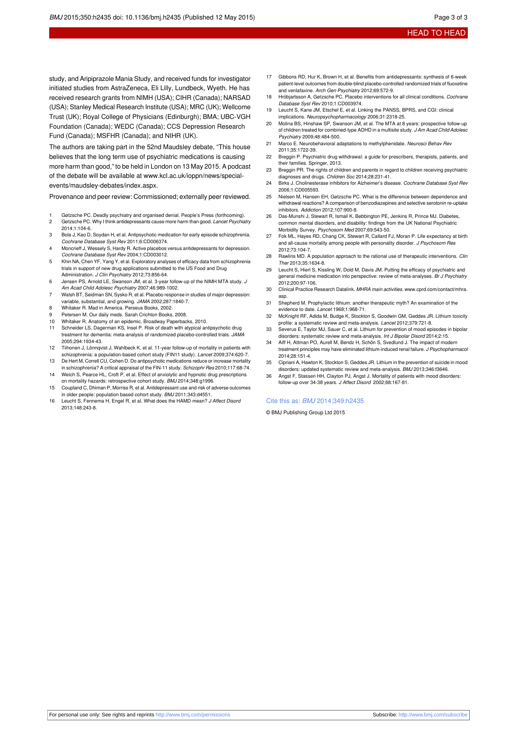study, and Aripiprazole Mania Study, and received funds for investigator initiated studies from AstraZeneca, Eli Lilly, Lundbeck, Wyeth. He has received research grants from NIMH (USA); CIHR (Canada); NARSAD (USA); Stanley Medical Research Institute (USA); MRC (UK); Wellcome Trust (UK); Royal College of Physicians (Edinburgh); BMA; UBC-VGH Foundation (Canada); WEDC (Canada); CCS Depression Research Fund (Canada); MSFHR (Canada); and NIHR (UK).

The authors are taking part in the 52nd Maudsley debate, "This house believes that the long term use of psychiatric medications is causing more harm than good," to be held in London on 13 May 2015. A podcast of the debate will be available at www.kcl.ac.uk/ioppn/news/special-events/maudsley-debates/index.aspx.

Provenance and peer review: Commissioned; externally peer reviewed.

1. Gøtzsche PC. Deadly psychiatry and organised denial. People's Press (forthcoming).
2. Gøtzsche PC. Why I think antidepressants cause more harm than good. *Lancet Psychiatry* 2014;1:104-6.
3. Bola J, Kao D, Soydan H, et al. Antipsychotic medication for early episode schizophrenia. *Cochrane Database Syst Rev* 2011;6:CD006374.
4. Moncrieff J, Wessely S, Hardy R. Active placebos versus antidepressants for depression. *Cochrane Database Syst Rev* 2004;1:CD003012.
5. Khin NA, Chen YF, Yang Y, et al. Exploratory analyses of efficacy data from schizophrenia trials in support of new drug applications submitted to the US Food and Drug Administration. *J Clin Psychiatry* 2012;73:856-64.
6. Jensen PS, Arnold LE, Swanson JM, et al. 3-year follow-up of the NIMH MTA study. *J Am Acad Child Adolesc Psychiatry* 2007;46:989-1002.
7. Walsh BT, Seidman SN, Sysko R, et al. Placebo response in studies of major depression: variable, substantial, and growing. *JAMA* 2002;287:1840-7.
8. Whitaker R. Mad in America. Perseus Books, 2002.
9. Petersen M. Our daily meds. Sarah Crichton Books, 2008.
10. Whitaker R. Anatomy of an epidemic. Broadway Paperbacks, 2010.
11. Schneider LS, Dagerman KS, Insel P. Risk of death with atypical antipsychotic drug treatment for dementia: meta-analysis of randomized placebo-controlled trials. *JAMA* 2005;294:1934-43.
12. Tiihonen J, Lönnqvist J, Wahlbeck K, et al. 11-year follow-up of mortality in patients with schizophrenia: a population-based cohort study (FIN11 study). *Lancet* 2009;374:620-7.
13. De Hert M, Correll CU, Cohen D. Do antipsychotic medications reduce or increase mortality in schizophrenia? A critical appraisal of the FIN-11 study. *Schizophr Res* 2010;117:68-74.
14. Weich S, Pearce HL, Croft P, et al. Effect of anxiolytic and hypnotic drug prescriptions on mortality hazards: retrospective cohort study. *BMJ* 2014;348:g1996.
15. Coupland C, Dhiman P, Morriss R, et al. Antidepressant use and risk of adverse outcomes in older people: population based cohort study. *BMJ* 2011;343:d4551.
16. Leucht S, Fennema H, Engel R, et al. What does the HAMD mean? *J Affect Disord* 2013;148:243-8.
17. Gibbons RD, Hur K, Brown H, et al. Benefits from antidepressants: synthesis of 6-week patient-level outcomes from double-blind placebo-controlled randomized trials of fluoxetine and venlafaxine. *Arch Gen Psychiatry* 2012;69:572-9.
18. Hróbjartsson A, Gøtzsche PC. Placebo interventions for all clinical conditions. *Cochrane Database Syst Rev* 2010;1:CD003974.
19. Leucht S, Kane JM, Etschel E, et al. Linking the PANSS, BPRS, and CGI: clinical implications. *Neuropsychopharmacology* 2006;31:2318-25.
20. Molina BS, Hinshaw SP, Swanson JM, et al. The MTA at 8 years: prospective follow-up of children treated for combined-type ADHD in a multisite study. *J Am Acad Child Adolesc Psychiatry* 2009;48:484-500.
21. Marco E. Neurobehavioral adaptations to methylphenidate. *Neurosci Behav Rev* 2011;35:1722-39.
22. Breggin P. Psychiatric drug withdrawal: a guide for prescribers, therapists, patients, and their families. Springer, 2013.
23. Breggin PR. The rights of children and parents in regard to children receiving psychiatric diagnoses and drugs. *Children Soc* 2014;28:231-41.
24. Birks J. Cholinesterase inhibitors for Alzheimer's disease. *Cochrane Database Syst Rev* 2006;1:CD005593.
25. Nielsen M, Hansen EH, Gøtzsche PC. What is the difference between dependence and withdrawal reactions? A comparison of benzodiazepines and selective serotonin re-uptake inhibitors. *Addiction* 2012;107:900-8.
26. Das-Munshi J, Stewart R, Ismail K, Bebbington PE, Jenkins R, Prince MJ. Diabetes, common mental disorders, and disability: findings from the UK National Psychiatric Morbidity Survey. *Psychosom Med* 2007;69:543-50.
27. Fok ML, Hayes RD, Chang CK, Stewart R, Callard FJ, Moran P. Life expectancy at birth and all-cause mortality among people with personality disorder. *J Psychosom Res* 2012;73:104-7.
28. Rawlins MD. A population approach to the rational use of therapeutic interventions. *Clin Ther* 2013;35:1634-8.
29. Leucht S, Hierl S, Kissling W, Dold M, Davis JM. Putting the efficacy of psychiatric and general medicine medication into perspective: review of meta-analyses. *Br J Psychiatry* 2012;200:97-106.
30. Clinical Practice Research Datalink. *MHRA main activities.* www.cprd.com/contact/mhra.asp.
31. Shepherd M. Prophylactic lithium: another therapeutic myth? An examination of the evidence to date. *Lancet* 1968;1:968-71.
32. McKnight RF, Adida M, Budge K, Stockton S, Goodwin GM, Geddes JR. Lithium toxicity profile: a systematic review and meta-analysis. *Lancet* 2012;379:721-8.
33. Severus E, Taylor MJ, Sauer C, et al. Lithium for prevention of mood episodes in bipolar disorders: systematic review and meta-analysis. *Int J Bipolar Disord* 2014;2:15.
34. Aiff H, Attman PO, Aurell M, Bendz H, Schön S, Svedlund J. The impact of modern treatment principles may have eliminated lithium-induced renal failure. *J Psychopharmacol* 2014;28:151-4.
35. Cipriani A, Hawton K, Stockton S, Geddes JR. Lithium in the prevention of suicide in mood disorders: updated systematic review and meta-analysis. *BMJ* 2013;346:f3646.
36. Angst F, Stassen HH, Clayton PJ, Angst J. Mortality of patients with mood disorders: follow-up over 34-38 years. *J Affect Disord* 2002;68:167-81.

Cite this as: *BMJ* 2014;349:h2435

© BMJ Publishing Group Ltd 2015